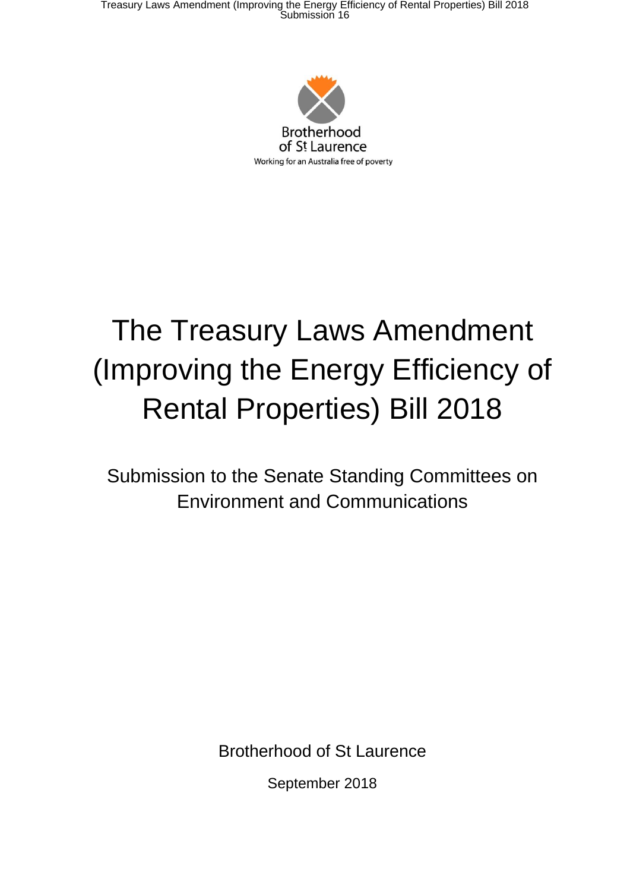Brotherhood of St Laurence

Working for an Australia free of poverty

# The Treasury Laws Amendment (Improving the Energy Efficiency of Rental Properties) Bill 2018

## Submission to the Senate Standing Committees on Environment and Communications

Brotherhood of St Laurence

September 2018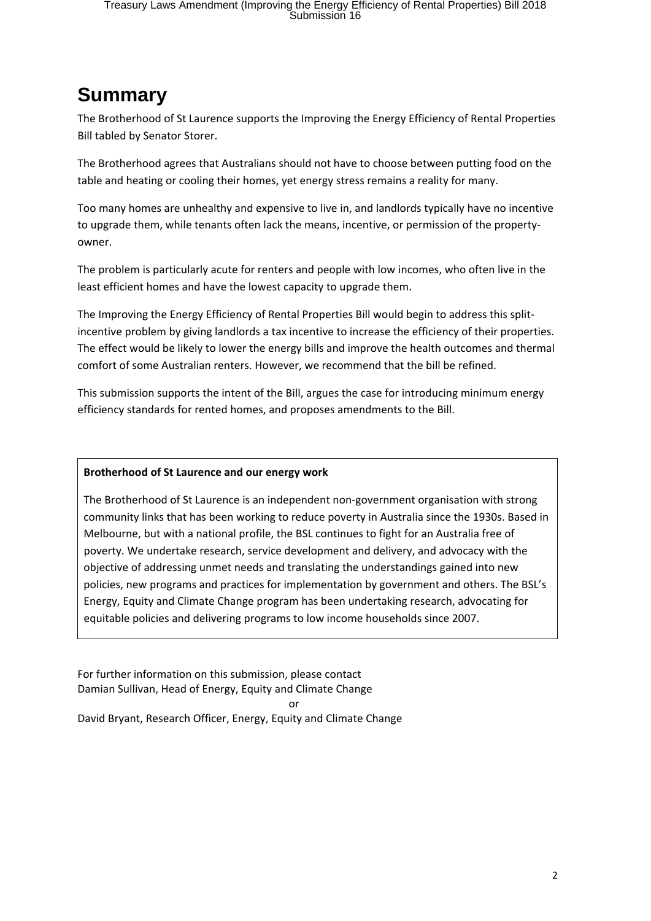# Summary

The Brotherhood of St Laurence supports the Improving the Energy Efficiency of Rental Properties Bill tabled by Senator Storer.

The Brotherhood agrees that Australians should not have to choose between putting food on the table and heating or cooling their homes, yet energy stress remains a reality for many.

Too many homes are unhealthy and expensive to live in, and landlords typically have no incentive to upgrade them, while tenants often lack the means, incentive, or permission of the property-owner.

The problem is particularly acute for renters and people with low incomes, who often live in the least efficient homes and have the lowest capacity to upgrade them.

The Improving the Energy Efficiency of Rental Properties Bill would begin to address this split-incentive problem by giving landlords a tax incentive to increase the efficiency of their properties. The effect would be likely to lower the energy bills and improve the health outcomes and thermal comfort of some Australian renters. However, we recommend that the bill be refined.

This submission supports the intent of the Bill, argues the case for introducing minimum energy efficiency standards for rented homes, and proposes amendments to the Bill.

**Brotherhood of St Laurence and our energy work**

The Brotherhood of St Laurence is an independent non-government organisation with strong community links that has been working to reduce poverty in Australia since the 1930s. Based in Melbourne, but with a national profile, the BSL continues to fight for an Australia free of poverty. We undertake research, service development and delivery, and advocacy with the objective of addressing unmet needs and translating the understandings gained into new policies, new programs and practices for implementation by government and others. The BSL's Energy, Equity and Climate Change program has been undertaking research, advocating for equitable policies and delivering programs to low income households since 2007.

For further information on this submission, please contact
Damian Sullivan, Head of Energy, Equity and Climate Change
or
David Bryant, Research Officer, Energy, Equity and Climate Change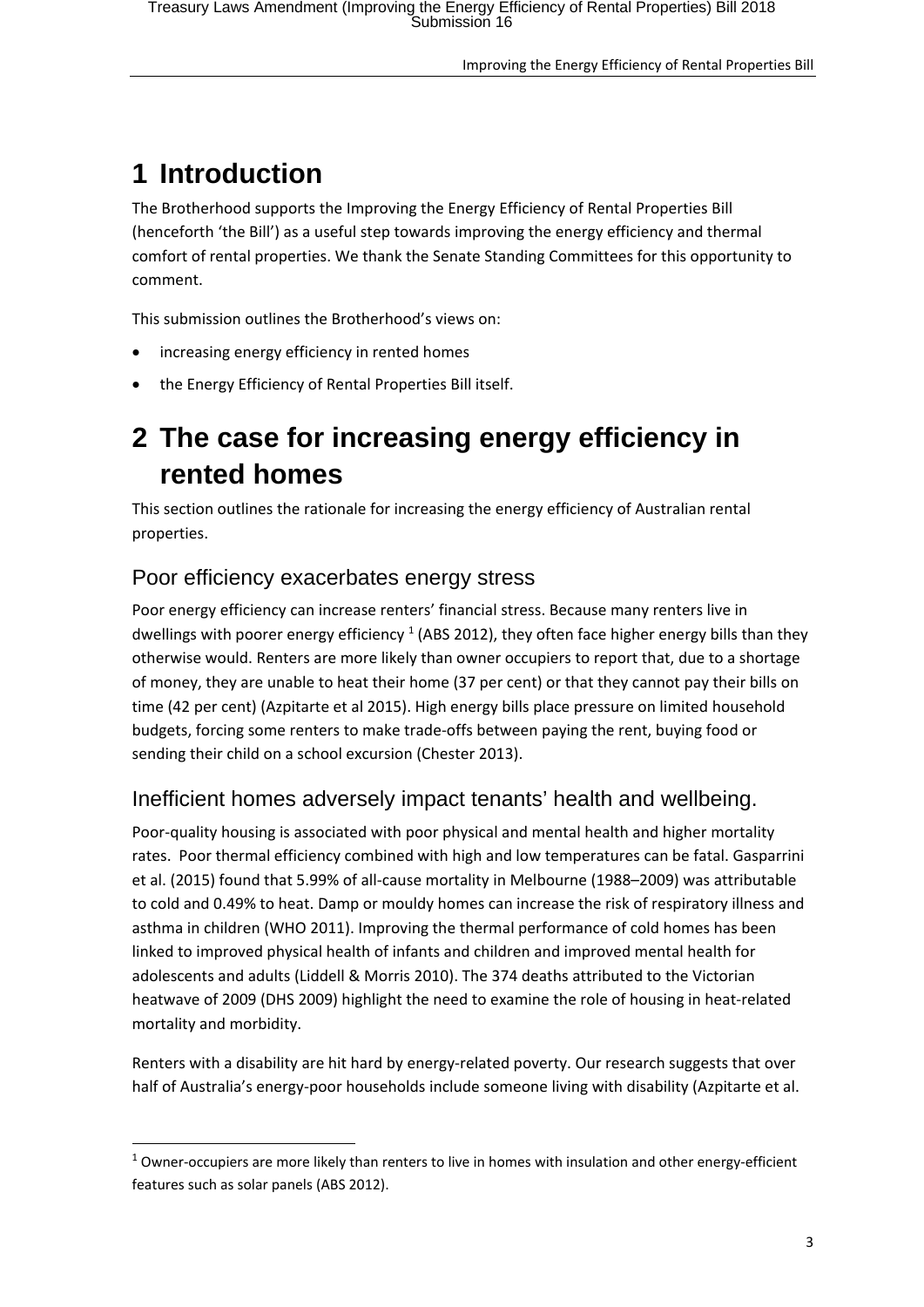# 1 Introduction

The Brotherhood supports the Improving the Energy Efficiency of Rental Properties Bill (henceforth 'the Bill') as a useful step towards improving the energy efficiency and thermal comfort of rental properties. We thank the Senate Standing Committees for this opportunity to comment.

This submission outlines the Brotherhood's views on:

- increasing energy efficiency in rented homes
- the Energy Efficiency of Rental Properties Bill itself.

# 2 The case for increasing energy efficiency in rented homes

This section outlines the rationale for increasing the energy efficiency of Australian rental properties.

## Poor efficiency exacerbates energy stress

Poor energy efficiency can increase renters' financial stress. Because many renters live in dwellings with poorer energy efficiency [1] (ABS 2012), they often face higher energy bills than they otherwise would. Renters are more likely than owner occupiers to report that, due to a shortage of money, they are unable to heat their home (37 per cent) or that they cannot pay their bills on time (42 per cent) (Azpitarte et al 2015). High energy bills place pressure on limited household budgets, forcing some renters to make trade-offs between paying the rent, buying food or sending their child on a school excursion (Chester 2013).

## Inefficient homes adversely impact tenants' health and wellbeing.

Poor-quality housing is associated with poor physical and mental health and higher mortality rates. Poor thermal efficiency combined with high and low temperatures can be fatal. Gasparrini et al. (2015) found that 5.99% of all-cause mortality in Melbourne (1988–2009) was attributable to cold and 0.49% to heat. Damp or mouldy homes can increase the risk of respiratory illness and asthma in children (WHO 2011). Improving the thermal performance of cold homes has been linked to improved physical health of infants and children and improved mental health for adolescents and adults (Liddell & Morris 2010). The 374 deaths attributed to the Victorian heatwave of 2009 (DHS 2009) highlight the need to examine the role of housing in heat-related mortality and morbidity.

Renters with a disability are hit hard by energy-related poverty. Our research suggests that over half of Australia's energy-poor households include someone living with disability (Azpitarte et al.

[1] Owner-occupiers are more likely than renters to live in homes with insulation and other energy-efficient features such as solar panels (ABS 2012).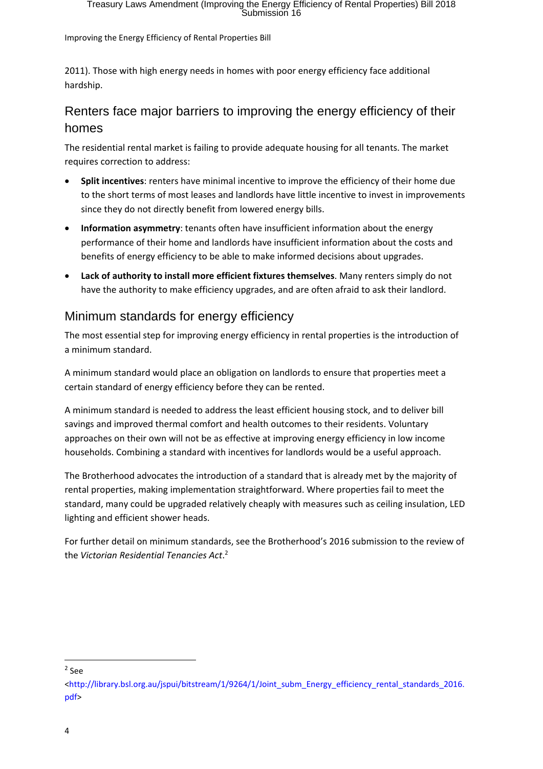2011). Those with high energy needs in homes with poor energy efficiency face additional hardship.

## Renters face major barriers to improving the energy efficiency of their homes

The residential rental market is failing to provide adequate housing for all tenants. The market requires correction to address:

- **Split incentives**: renters have minimal incentive to improve the efficiency of their home due to the short terms of most leases and landlords have little incentive to invest in improvements since they do not directly benefit from lowered energy bills.
- **Information asymmetry**: tenants often have insufficient information about the energy performance of their home and landlords have insufficient information about the costs and benefits of energy efficiency to be able to make informed decisions about upgrades.
- **Lack of authority to install more efficient fixtures themselves**. Many renters simply do not have the authority to make efficiency upgrades, and are often afraid to ask their landlord.

## Minimum standards for energy efficiency

The most essential step for improving energy efficiency in rental properties is the introduction of a minimum standard.

A minimum standard would place an obligation on landlords to ensure that properties meet a certain standard of energy efficiency before they can be rented.

A minimum standard is needed to address the least efficient housing stock, and to deliver bill savings and improved thermal comfort and health outcomes to their residents. Voluntary approaches on their own will not be as effective at improving energy efficiency in low income households. Combining a standard with incentives for landlords would be a useful approach.

The Brotherhood advocates the introduction of a standard that is already met by the majority of rental properties, making implementation straightforward. Where properties fail to meet the standard, many could be upgraded relatively cheaply with measures such as ceiling insulation, LED lighting and efficient shower heads.

For further detail on minimum standards, see the Brotherhood's 2016 submission to the review of the *Victorian Residential Tenancies Act*.[2]

---

[2] See <http://library.bsl.org.au/jspui/bitstream/1/9264/1/Joint_subm_Energy_efficiency_rental_standards_2016.pdf>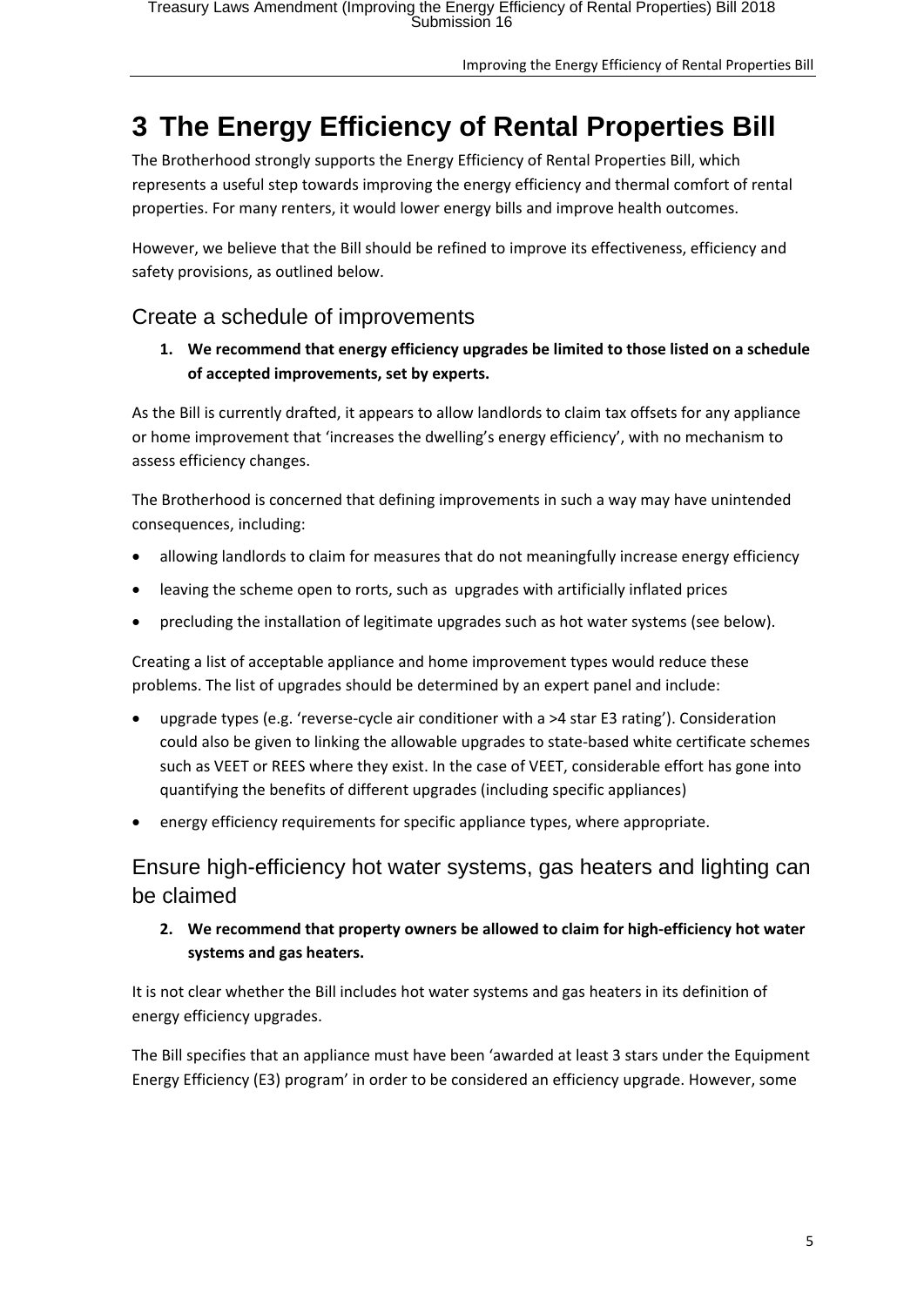# 3 The Energy Efficiency of Rental Properties Bill

The Brotherhood strongly supports the Energy Efficiency of Rental Properties Bill, which represents a useful step towards improving the energy efficiency and thermal comfort of rental properties. For many renters, it would lower energy bills and improve health outcomes.

However, we believe that the Bill should be refined to improve its effectiveness, efficiency and safety provisions, as outlined below.

## Create a schedule of improvements

1. **We recommend that energy efficiency upgrades be limited to those listed on a schedule of accepted improvements, set by experts.**

As the Bill is currently drafted, it appears to allow landlords to claim tax offsets for any appliance or home improvement that 'increases the dwelling's energy efficiency', with no mechanism to assess efficiency changes.

The Brotherhood is concerned that defining improvements in such a way may have unintended consequences, including:

- allowing landlords to claim for measures that do not meaningfully increase energy efficiency
- leaving the scheme open to rorts, such as upgrades with artificially inflated prices
- precluding the installation of legitimate upgrades such as hot water systems (see below).

Creating a list of acceptable appliance and home improvement types would reduce these problems. The list of upgrades should be determined by an expert panel and include:

- upgrade types (e.g. 'reverse-cycle air conditioner with a >4 star E3 rating'). Consideration could also be given to linking the allowable upgrades to state-based white certificate schemes such as VEET or REES where they exist. In the case of VEET, considerable effort has gone into quantifying the benefits of different upgrades (including specific appliances)
- energy efficiency requirements for specific appliance types, where appropriate.

## Ensure high-efficiency hot water systems, gas heaters and lighting can be claimed

2. **We recommend that property owners be allowed to claim for high-efficiency hot water systems and gas heaters.**

It is not clear whether the Bill includes hot water systems and gas heaters in its definition of energy efficiency upgrades.

The Bill specifies that an appliance must have been 'awarded at least 3 stars under the Equipment Energy Efficiency (E3) program' in order to be considered an efficiency upgrade. However, some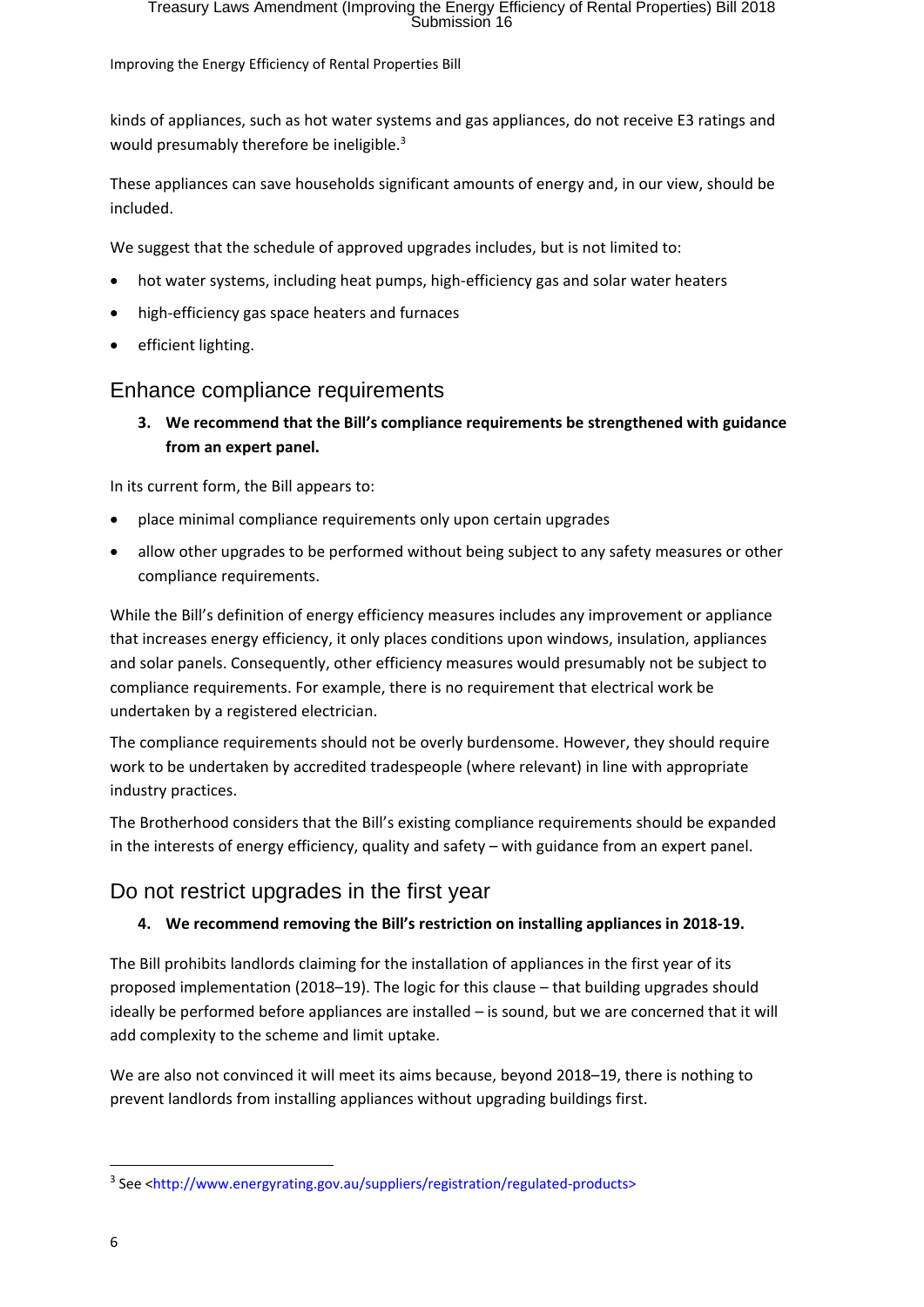kinds of appliances, such as hot water systems and gas appliances, do not receive E3 ratings and would presumably therefore be ineligible.[3]

These appliances can save households significant amounts of energy and, in our view, should be included.

We suggest that the schedule of approved upgrades includes, but is not limited to:

- hot water systems, including heat pumps, high-efficiency gas and solar water heaters
- high-efficiency gas space heaters and furnaces
- efficient lighting.

## Enhance compliance requirements

3. **We recommend that the Bill's compliance requirements be strengthened with guidance from an expert panel.**

In its current form, the Bill appears to:

- place minimal compliance requirements only upon certain upgrades
- allow other upgrades to be performed without being subject to any safety measures or other compliance requirements.

While the Bill's definition of energy efficiency measures includes any improvement or appliance that increases energy efficiency, it only places conditions upon windows, insulation, appliances and solar panels. Consequently, other efficiency measures would presumably not be subject to compliance requirements. For example, there is no requirement that electrical work be undertaken by a registered electrician.

The compliance requirements should not be overly burdensome. However, they should require work to be undertaken by accredited tradespeople (where relevant) in line with appropriate industry practices.

The Brotherhood considers that the Bill's existing compliance requirements should be expanded in the interests of energy efficiency, quality and safety – with guidance from an expert panel.

## Do not restrict upgrades in the first year

4. **We recommend removing the Bill's restriction on installing appliances in 2018-19.**

The Bill prohibits landlords claiming for the installation of appliances in the first year of its proposed implementation (2018–19). The logic for this clause – that building upgrades should ideally be performed before appliances are installed – is sound, but we are concerned that it will add complexity to the scheme and limit uptake.

We are also not convinced it will meet its aims because, beyond 2018–19, there is nothing to prevent landlords from installing appliances without upgrading buildings first.

---

[3] See <http://www.energyrating.gov.au/suppliers/registration/regulated-products>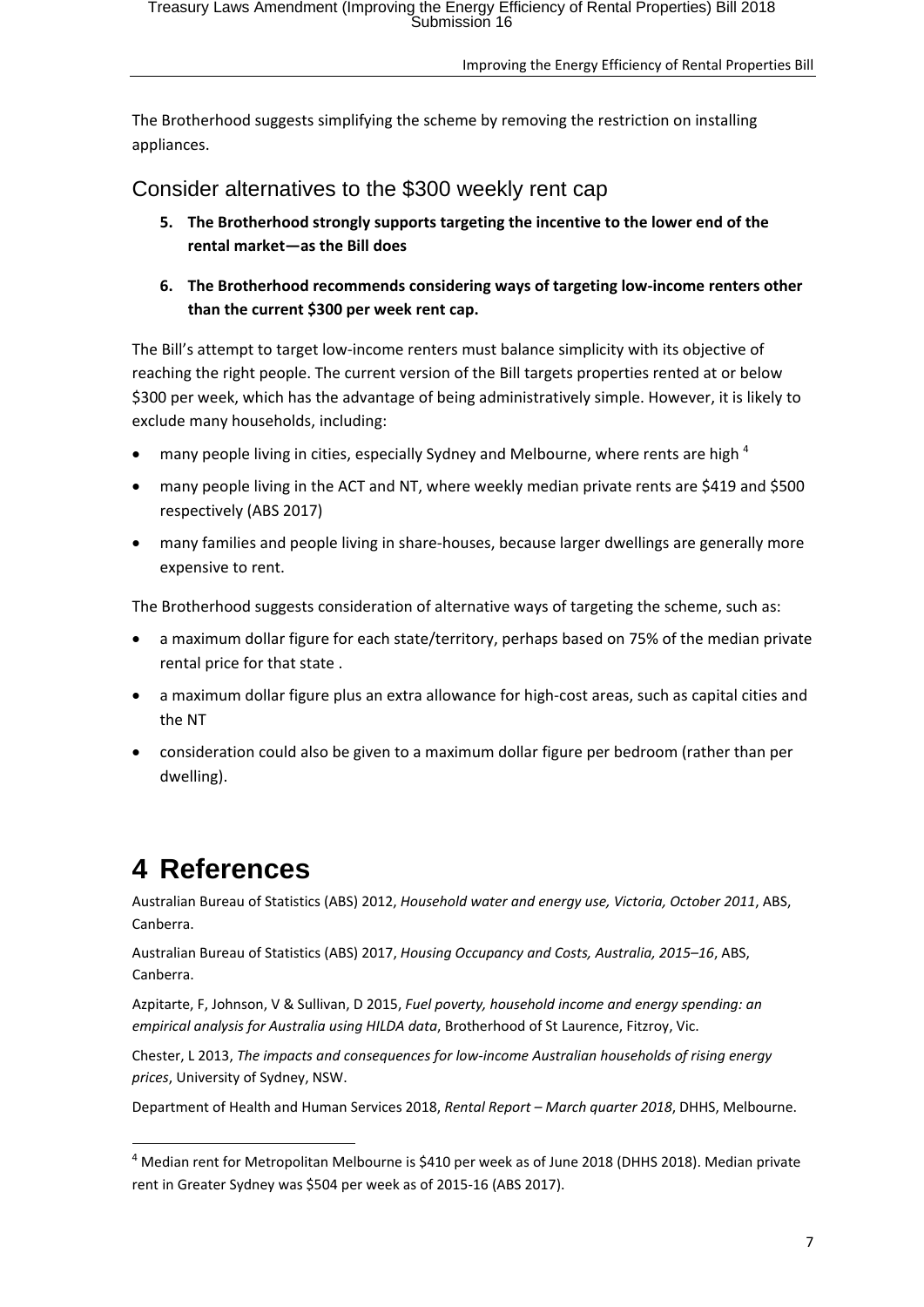The Brotherhood suggests simplifying the scheme by removing the restriction on installing appliances.

## Consider alternatives to the $300 weekly rent cap

5. **The Brotherhood strongly supports targeting the incentive to the lower end of the rental market—as the Bill does**
6. **The Brotherhood recommends considering ways of targeting low-income renters other than the current $300 per week rent cap.**

The Bill's attempt to target low-income renters must balance simplicity with its objective of reaching the right people. The current version of the Bill targets properties rented at or below $300 per week, which has the advantage of being administratively simple. However, it is likely to exclude many households, including:

- many people living in cities, especially Sydney and Melbourne, where rents are high [4]
- many people living in the ACT and NT, where weekly median private rents are $419 and $500 respectively (ABS 2017)
- many families and people living in share-houses, because larger dwellings are generally more expensive to rent.

The Brotherhood suggests consideration of alternative ways of targeting the scheme, such as:

- a maximum dollar figure for each state/territory, perhaps based on 75% of the median private rental price for that state .
- a maximum dollar figure plus an extra allowance for high-cost areas, such as capital cities and the NT
- consideration could also be given to a maximum dollar figure per bedroom (rather than per dwelling).

# 4 References

Australian Bureau of Statistics (ABS) 2012, *Household water and energy use, Victoria, October 2011*, ABS, Canberra.

Australian Bureau of Statistics (ABS) 2017, *Housing Occupancy and Costs, Australia, 2015–16*, ABS, Canberra.

Azpitarte, F, Johnson, V & Sullivan, D 2015, *Fuel poverty, household income and energy spending: an empirical analysis for Australia using HILDA data*, Brotherhood of St Laurence, Fitzroy, Vic.

Chester, L 2013, *The impacts and consequences for low-income Australian households of rising energy prices*, University of Sydney, NSW.

Department of Health and Human Services 2018, *Rental Report – March quarter 2018*, DHHS, Melbourne.

[4] Median rent for Metropolitan Melbourne is $410 per week as of June 2018 (DHHS 2018). Median private rent in Greater Sydney was $504 per week as of 2015-16 (ABS 2017).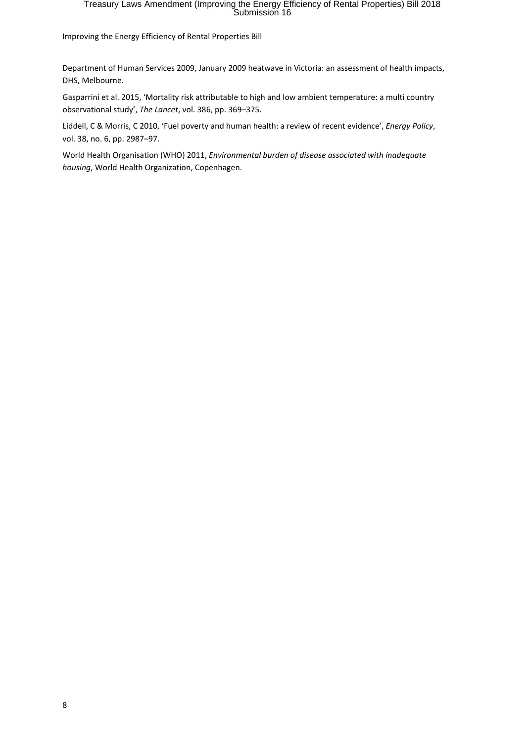Department of Human Services 2009, January 2009 heatwave in Victoria: an assessment of health impacts, DHS, Melbourne.

Gasparrini et al. 2015, 'Mortality risk attributable to high and low ambient temperature: a multi country observational study', *The Lancet*, vol. 386, pp. 369–375.

Liddell, C & Morris, C 2010, 'Fuel poverty and human health: a review of recent evidence', *Energy Policy*, vol. 38, no. 6, pp. 2987–97.

World Health Organisation (WHO) 2011, *Environmental burden of disease associated with inadequate housing*, World Health Organization, Copenhagen.